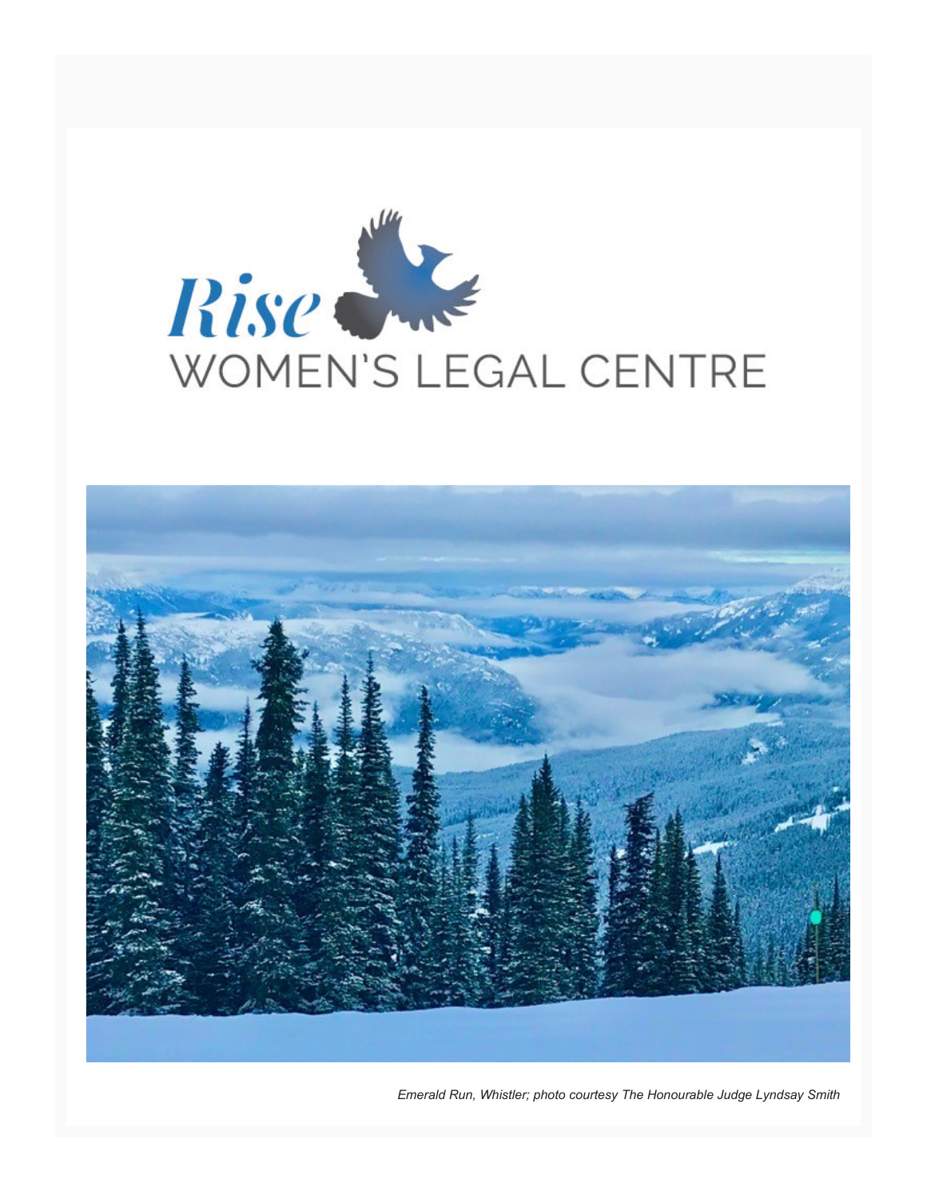# Rise WOMEN'S LEGAL CENTRE

*Emerald Run, Whistler; photo courtesy The Honourable Judge Lyndsay Smith*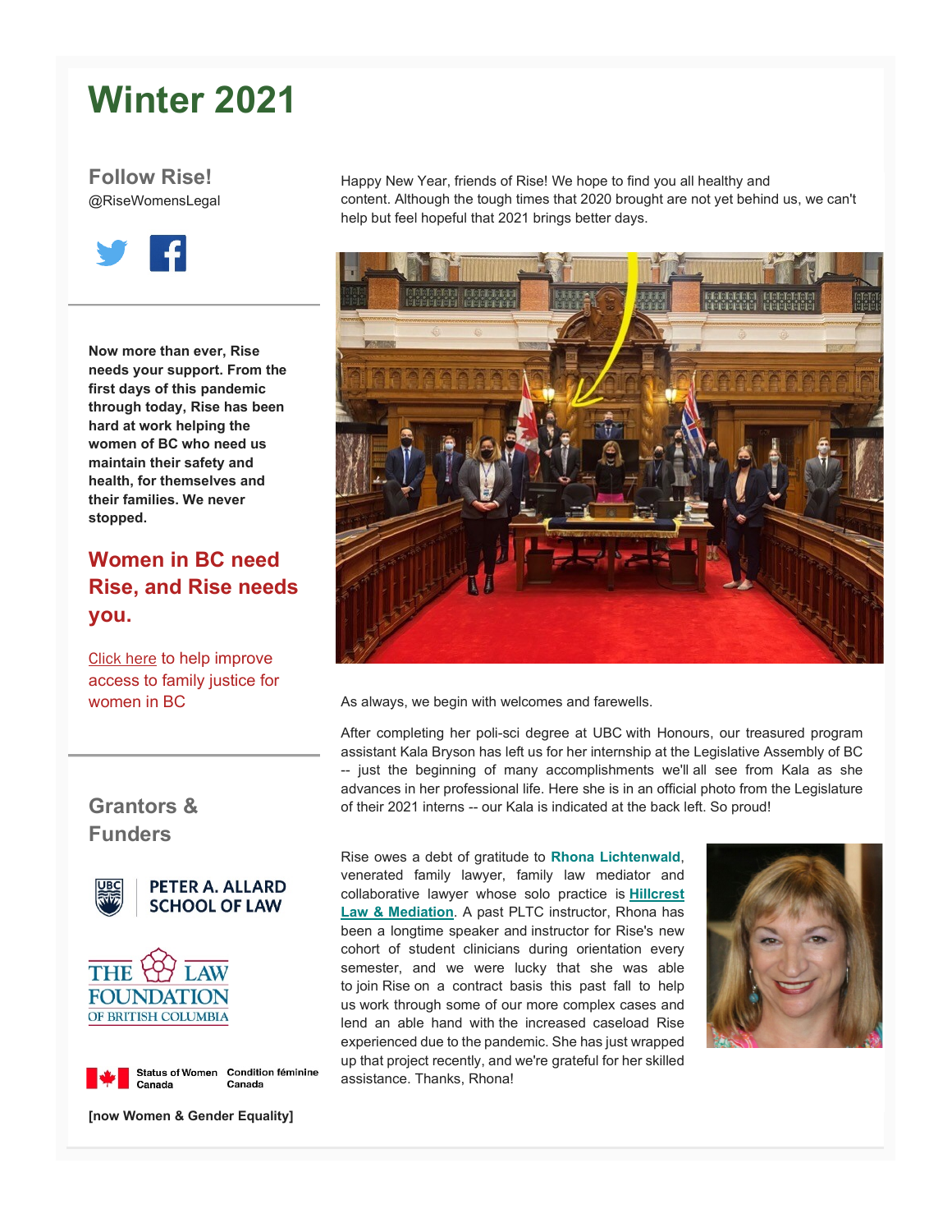# Winter 2021

## Follow Rise!

@RiseWomensLegal

**Now more than ever, Rise needs your support. From the first days of this pandemic through today, Rise has been hard at work helping the women of BC who need us maintain their safety and health, for themselves and their families. We never stopped.**

## Women in BC need Rise, and Rise needs you.

Click here to help improve access to family justice for women in BC

## Grantors & Funders

PETER A. ALLARD SCHOOL OF LAW

THE LAW FOUNDATION OF BRITISH COLUMBIA

Status of Women Canada / Condition féminine Canada

**[now Women & Gender Equality]**

Happy New Year, friends of Rise! We hope to find you all healthy and content. Although the tough times that 2020 brought are not yet behind us, we can't help but feel hopeful that 2021 brings better days.

As always, we begin with welcomes and farewells.

After completing her poli-sci degree at UBC with Honours, our treasured program assistant Kala Bryson has left us for her internship at the Legislative Assembly of BC -- just the beginning of many accomplishments we'll all see from Kala as she advances in her professional life. Here she is in an official photo from the Legislature of their 2021 interns -- our Kala is indicated at the back left. So proud!

Rise owes a debt of gratitude to **Rhona Lichtenwald**, venerated family lawyer, family law mediator and collaborative lawyer whose solo practice is **Hillcrest Law & Mediation**. A past PLTC instructor, Rhona has been a longtime speaker and instructor for Rise's new cohort of student clinicians during orientation every semester, and we were lucky that she was able to join Rise on a contract basis this past fall to help us work through some of our more complex cases and lend an able hand with the increased caseload Rise experienced due to the pandemic. She has just wrapped up that project recently, and we're grateful for her skilled assistance. Thanks, Rhona!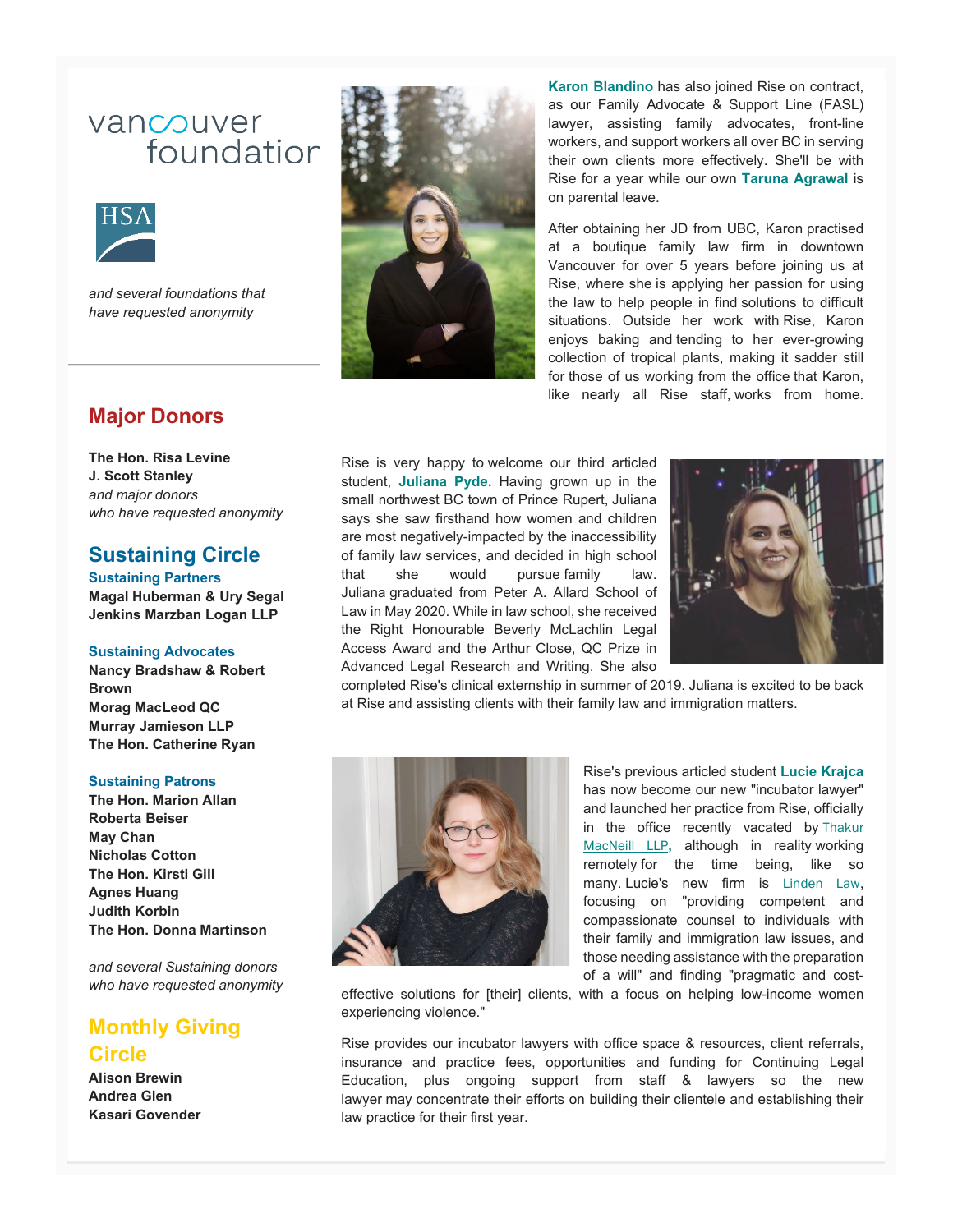vancouver foundation

HSA

*and several foundations that have requested anonymity*

## Major Donors

**The Hon. Risa Levine**
**J. Scott Stanley**
*and major donors who have requested anonymity*

## Sustaining Circle

### Sustaining Partners

**Magal Huberman & Ury Segal**
**Jenkins Marzban Logan LLP**

### Sustaining Advocates

**Nancy Bradshaw & Robert Brown**
**Morag MacLeod QC**
**Murray Jamieson LLP**
**The Hon. Catherine Ryan**

### Sustaining Patrons

**The Hon. Marion Allan**
**Roberta Beiser**
**May Chan**
**Nicholas Cotton**
**The Hon. Kirsti Gill**
**Agnes Huang**
**Judith Korbin**
**The Hon. Donna Martinson**

*and several Sustaining donors who have requested anonymity*

## Monthly Giving Circle

**Alison Brewin**
**Andrea Glen**
**Kasari Govender**

**Karon Blandino** has also joined Rise on contract, as our Family Advocate & Support Line (FASL) lawyer, assisting family advocates, front-line workers, and support workers all over BC in serving their own clients more effectively. She'll be with Rise for a year while our own **Taruna Agrawal** is on parental leave.

After obtaining her JD from UBC, Karon practised at a boutique family law firm in downtown Vancouver for over 5 years before joining us at Rise, where she is applying her passion for using the law to help people in find solutions to difficult situations. Outside her work with Rise, Karon enjoys baking and tending to her ever-growing collection of tropical plants, making it sadder still for those of us working from the office that Karon, like nearly all Rise staff, works from home.

Rise is very happy to welcome our third articled student, **Juliana Pyde.** Having grown up in the small northwest BC town of Prince Rupert, Juliana says she saw firsthand how women and children are most negatively-impacted by the inaccessibility of family law services, and decided in high school that she would pursue family law. Juliana graduated from Peter A. Allard School of Law in May 2020. While in law school, she received the Right Honourable Beverly McLachlin Legal Access Award and the Arthur Close, QC Prize in Advanced Legal Research and Writing. She also completed Rise's clinical externship in summer of 2019. Juliana is excited to be back at Rise and assisting clients with their family law and immigration matters.

Rise's previous articled student **Lucie Krajca** has now become our new "incubator lawyer" and launched her practice from Rise, officially in the office recently vacated by Thakur MacNeill LLP, although in reality working remotely for the time being, like so many. Lucie's new firm is Linden Law, focusing on "providing competent and compassionate counsel to individuals with their family and immigration law issues, and those needing assistance with the preparation of a will" and finding "pragmatic and cost-effective solutions for [their] clients, with a focus on helping low-income women experiencing violence."

Rise provides our incubator lawyers with office space & resources, client referrals, insurance and practice fees, opportunities and funding for Continuing Legal Education, plus ongoing support from staff & lawyers so the new lawyer may concentrate their efforts on building their clientele and establishing their law practice for their first year.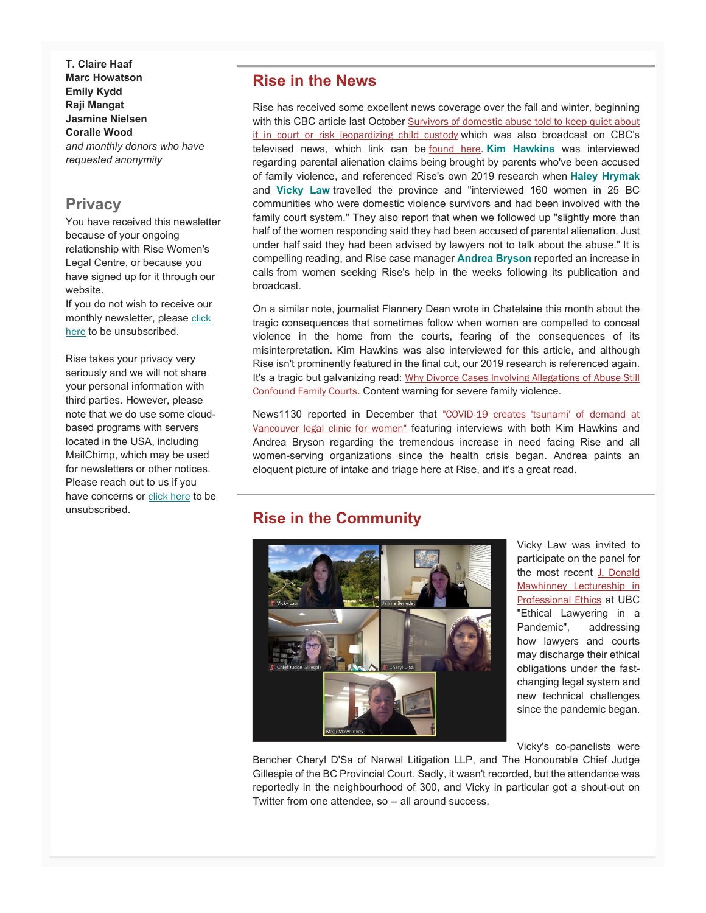**T. Claire Haaf**
**Marc Howatson**
**Emily Kydd**
**Raji Mangat**
**Jasmine Nielsen**
**Coralie Wood**
*and monthly donors who have requested anonymity*

## Privacy

You have received this newsletter because of your ongoing relationship with Rise Women's Legal Centre, or because you have signed up for it through our website.

If you do not wish to receive our monthly newsletter, please click here to be unsubscribed.

Rise takes your privacy very seriously and we will not share your personal information with third parties. However, please note that we do use some cloud-based programs with servers located in the USA, including MailChimp, which may be used for newsletters or other notices. Please reach out to us if you have concerns or click here to be unsubscribed.

## Rise in the News

Rise has received some excellent news coverage over the fall and winter, beginning with this CBC article last October Survivors of domestic abuse told to keep quiet about it in court or risk jeopardizing child custody which was also broadcast on CBC's televised news, which link can be found here. **Kim Hawkins** was interviewed regarding parental alienation claims being brought by parents who've been accused of family violence, and referenced Rise's own 2019 research when **Haley Hrymak** and **Vicky Law** travelled the province and "interviewed 160 women in 25 BC communities who were domestic violence survivors and had been involved with the family court system." They also report that when we followed up "slightly more than half of the women responding said they had been accused of parental alienation. Just under half said they had been advised by lawyers not to talk about the abuse." It is compelling reading, and Rise case manager **Andrea Bryson** reported an increase in calls from women seeking Rise's help in the weeks following its publication and broadcast.

On a similar note, journalist Flannery Dean wrote in Chatelaine this month about the tragic consequences that sometimes follow when women are compelled to conceal violence in the home from the courts, fearing of the consequences of its misinterpretation. Kim Hawkins was also interviewed for this article, and although Rise isn't prominently featured in the final cut, our 2019 research is referenced again. It's a tragic but galvanizing read: Why Divorce Cases Involving Allegations of Abuse Still Confound Family Courts. Content warning for severe family violence.

News1130 reported in December that "COVID-19 creates 'tsunami' of demand at Vancouver legal clinic for women" featuring interviews with both Kim Hawkins and Andrea Bryson regarding the tremendous increase in need facing Rise and all women-serving organizations since the health crisis began. Andrea paints an eloquent picture of intake and triage here at Rise, and it's a great read.

## Rise in the Community

Vicky Law was invited to participate on the panel for the most recent J. Donald Mawhinney Lectureship in Professional Ethics at UBC "Ethical Lawyering in a Pandemic", addressing how lawyers and courts may discharge their ethical obligations under the fast-changing legal system and new technical challenges since the pandemic began.

Vicky's co-panelists were Bencher Cheryl D'Sa of Narwal Litigation LLP, and The Honourable Chief Judge Gillespie of the BC Provincial Court. Sadly, it wasn't recorded, but the attendance was reportedly in the neighbourhood of 300, and Vicky in particular got a shout-out on Twitter from one attendee, so -- all around success.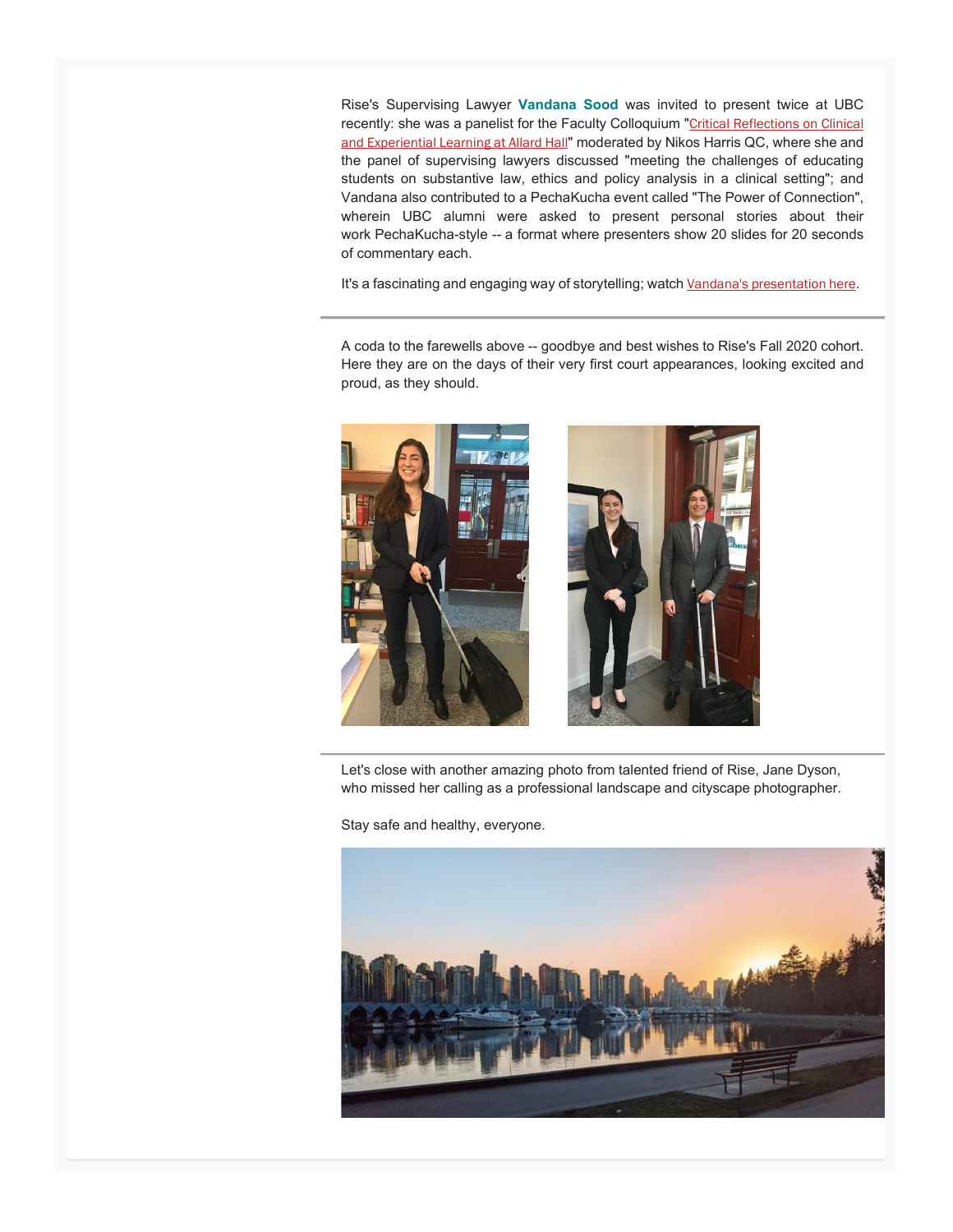Rise's Supervising Lawyer **Vandana Sood** was invited to present twice at UBC recently: she was a panelist for the Faculty Colloquium "Critical Reflections on Clinical and Experiential Learning at Allard Hall" moderated by Nikos Harris QC, where she and the panel of supervising lawyers discussed "meeting the challenges of educating students on substantive law, ethics and policy analysis in a clinical setting"; and Vandana also contributed to a PechaKucha event called "The Power of Connection", wherein UBC alumni were asked to present personal stories about their work PechaKucha-style -- a format where presenters show 20 slides for 20 seconds of commentary each.

It's a fascinating and engaging way of storytelling; watch Vandana's presentation here.

---

A coda to the farewells above -- goodbye and best wishes to Rise's Fall 2020 cohort. Here they are on the days of their very first court appearances, looking excited and proud, as they should.

---

Let's close with another amazing photo from talented friend of Rise, Jane Dyson, who missed her calling as a professional landscape and cityscape photographer.

Stay safe and healthy, everyone.